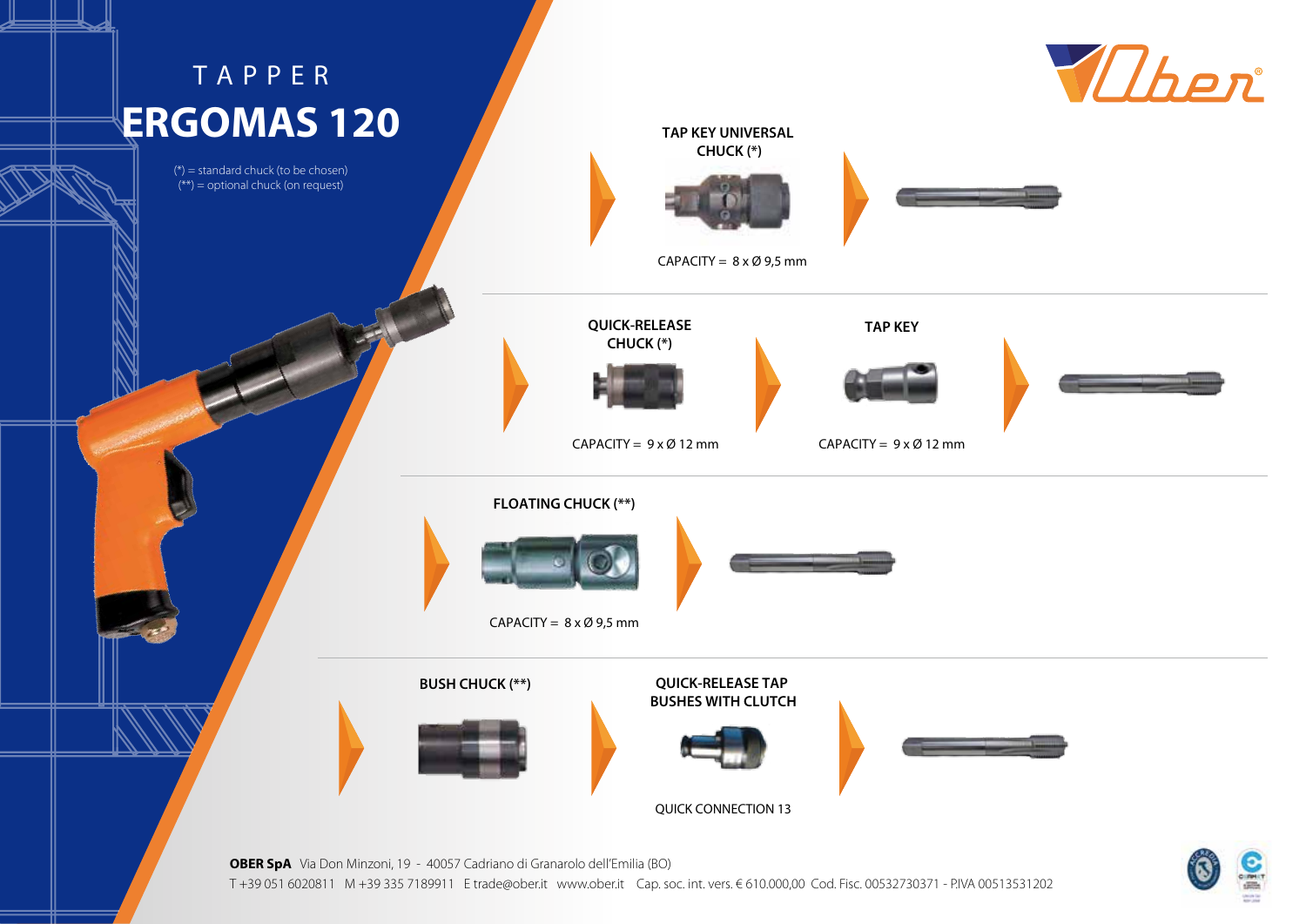# TAPPER

# ERGOMAS 120

(*) = standard chuck (to be chosen)
(**) = optional chuck (on request)

**TAP KEY UNIVERSAL CHUCK (*)**

CAPACITY = 8 x Ø 9,5 mm

**QUICK-RELEASE CHUCK (*)**

CAPACITY = 9 x Ø 12 mm

**TAP KEY**

CAPACITY = 9 x Ø 12 mm

**FLOATING CHUCK (**)**

CAPACITY = 8 x Ø 9,5 mm

**BUSH CHUCK (**)**

**QUICK-RELEASE TAP BUSHES WITH CLUTCH**

QUICK CONNECTION 13

**OBER SpA** Via Don Minzoni, 19 - 40057 Cadriano di Granarolo dell'Emilia (BO)
T +39 051 6020811 M +39 335 7189911 E trade@ober.it www.ober.it Cap. soc. int. vers. € 610.000,00 Cod. Fisc. 00532730371 - P.IVA 00513531202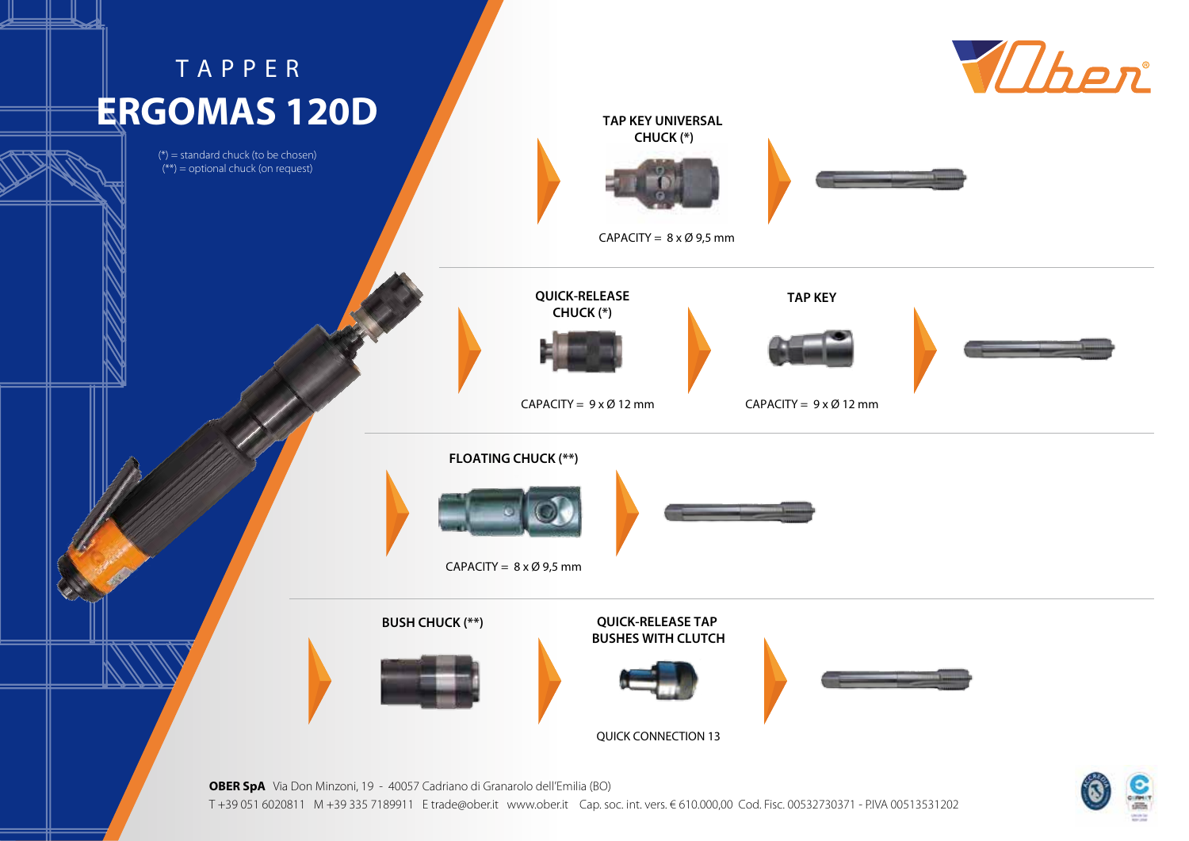# TAPPER
# ERGOMAS 120D

(*) = standard chuck (to be chosen)
(**) = optional chuck (on request)

**TAP KEY UNIVERSAL CHUCK (*)**

CAPACITY = 8 x Ø 9,5 mm

**QUICK-RELEASE CHUCK (*)**

CAPACITY = 9 x Ø 12 mm

**TAP KEY**

CAPACITY = 9 x Ø 12 mm

**FLOATING CHUCK (**)**

CAPACITY = 8 x Ø 9,5 mm

**BUSH CHUCK (**)**

**QUICK-RELEASE TAP BUSHES WITH CLUTCH**

QUICK CONNECTION 13

**OBER SpA** Via Don Minzoni, 19 - 40057 Cadriano di Granarolo dell'Emilia (BO)
T +39 051 6020811 M +39 335 7189911 E trade@ober.it www.ober.it Cap. soc. int. vers. € 610.000,00 Cod. Fisc. 00532730371 - P.IVA 00513531202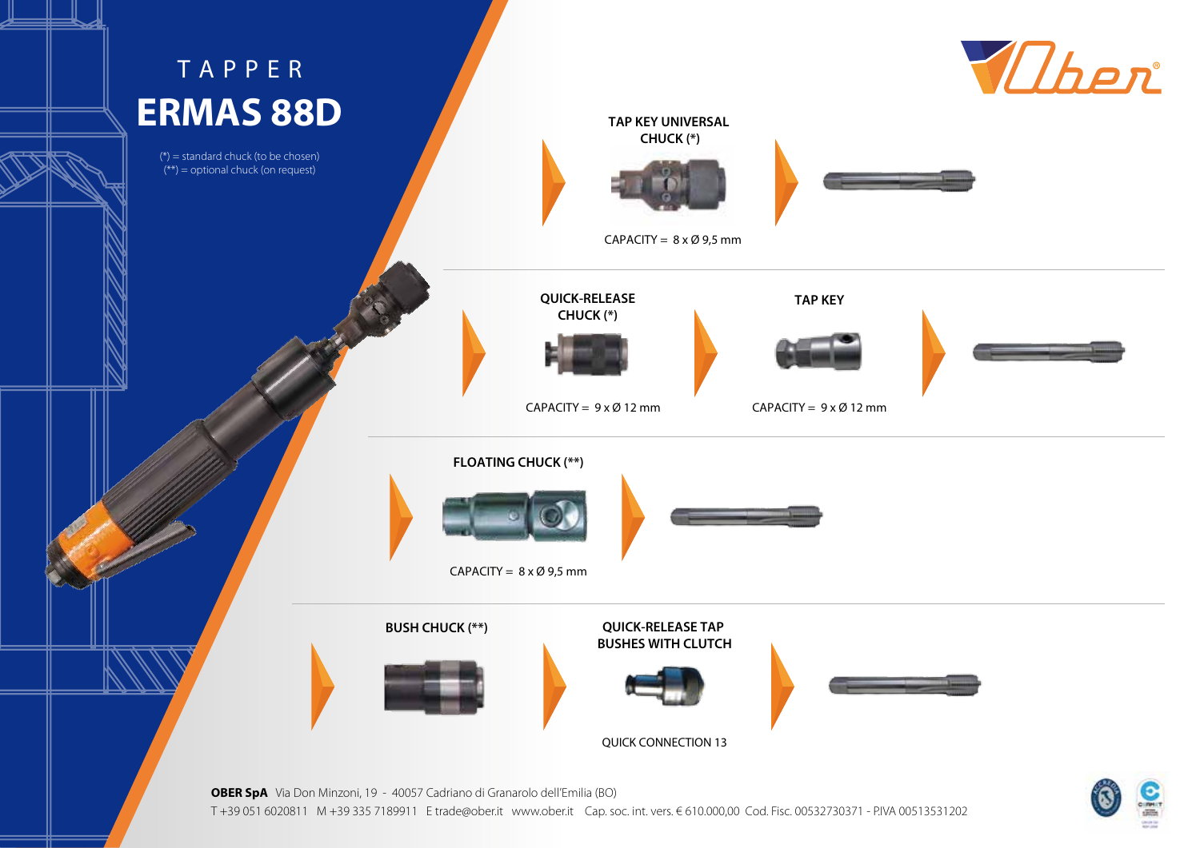# TAPPER

# ERMAS 88D

(*) = standard chuck (to be chosen)
(**) = optional chuck (on request)

**TAP KEY UNIVERSAL CHUCK (*)**

CAPACITY = 8 x Ø 9,5 mm

**QUICK-RELEASE CHUCK (*)**

CAPACITY = 9 x Ø 12 mm

**TAP KEY**

CAPACITY = 9 x Ø 12 mm

**FLOATING CHUCK (**)**

CAPACITY = 8 x Ø 9,5 mm

**BUSH CHUCK (**)**

**QUICK-RELEASE TAP BUSHES WITH CLUTCH**

QUICK CONNECTION 13

**OBER SpA** Via Don Minzoni, 19 - 40057 Cadriano di Granarolo dell'Emilia (BO)
T +39 051 6020811 M +39 335 7189911 E trade@ober.it www.ober.it Cap. soc. int. vers. € 610.000,00 Cod. Fisc. 00532730371 - P.IVA 00513531202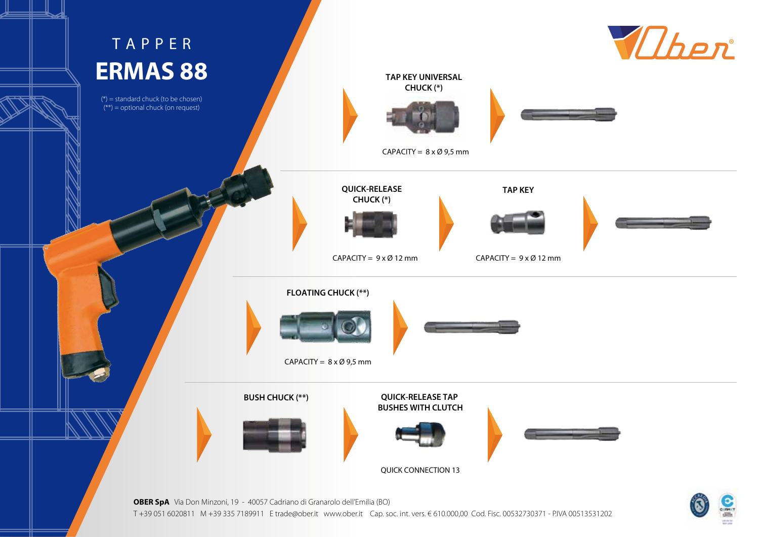# TAPPER

# ERMAS 88

(*) = standard chuck (to be chosen)
(**) = optional chuck (on request)

**TAP KEY UNIVERSAL CHUCK (*)**

CAPACITY = 8 x Ø 9,5 mm

**QUICK-RELEASE CHUCK (*)**

CAPACITY = 9 x Ø 12 mm

**TAP KEY**

CAPACITY = 9 x Ø 12 mm

**FLOATING CHUCK (**)**

CAPACITY = 8 x Ø 9,5 mm

**BUSH CHUCK (**)**

**QUICK-RELEASE TAP BUSHES WITH CLUTCH**

QUICK CONNECTION 13

**OBER SpA** Via Don Minzoni, 19 - 40057 Cadriano di Granarolo dell'Emilia (BO)
T +39 051 6020811 M +39 335 7189911 E trade@ober.it www.ober.it Cap. soc. int. vers. € 610.000,00 Cod. Fisc. 00532730371 - P.IVA 00513531202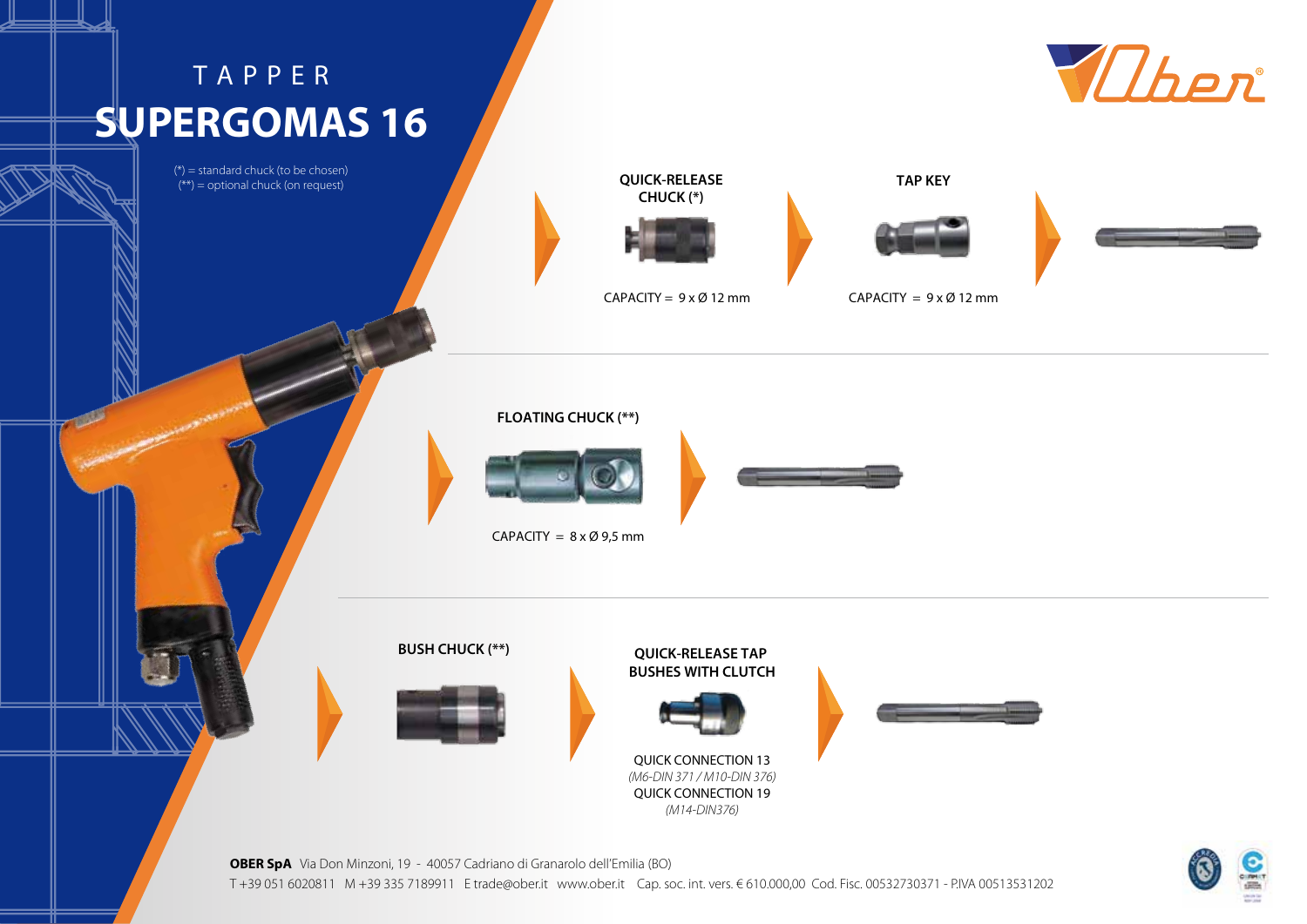# TAPPER

# SUPERGOMAS 16

(*) = standard chuck (to be chosen)
(**) = optional chuck (on request)

**QUICK-RELEASE CHUCK (*)**

CAPACITY = 9 x Ø 12 mm

**TAP KEY**

CAPACITY = 9 x Ø 12 mm

**FLOATING CHUCK (**)**

CAPACITY = 8 x Ø 9,5 mm

**BUSH CHUCK (**)**

**QUICK-RELEASE TAP BUSHES WITH CLUTCH**

QUICK CONNECTION 13
*(M6-DIN 371 / M10-DIN 376)*
QUICK CONNECTION 19
*(M14-DIN376)*

**OBER SpA** Via Don Minzoni, 19 - 40057 Cadriano di Granarolo dell'Emilia (BO)
T +39 051 6020811 M +39 335 7189911 E trade@ober.it www.ober.it Cap. soc. int. vers. € 610.000,00 Cod. Fisc. 00532730371 - P.IVA 00513531202